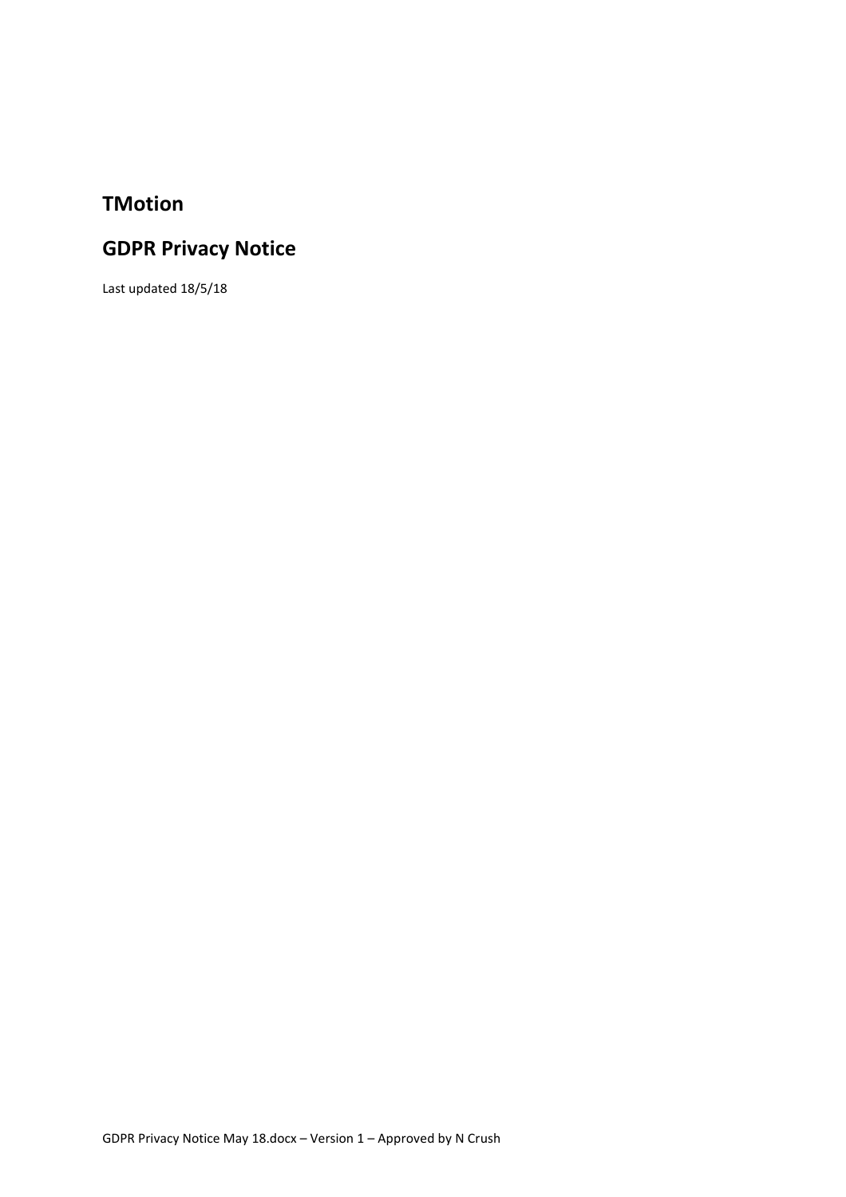# TMotion

## GDPR Privacy Notice

Last updated 18/5/18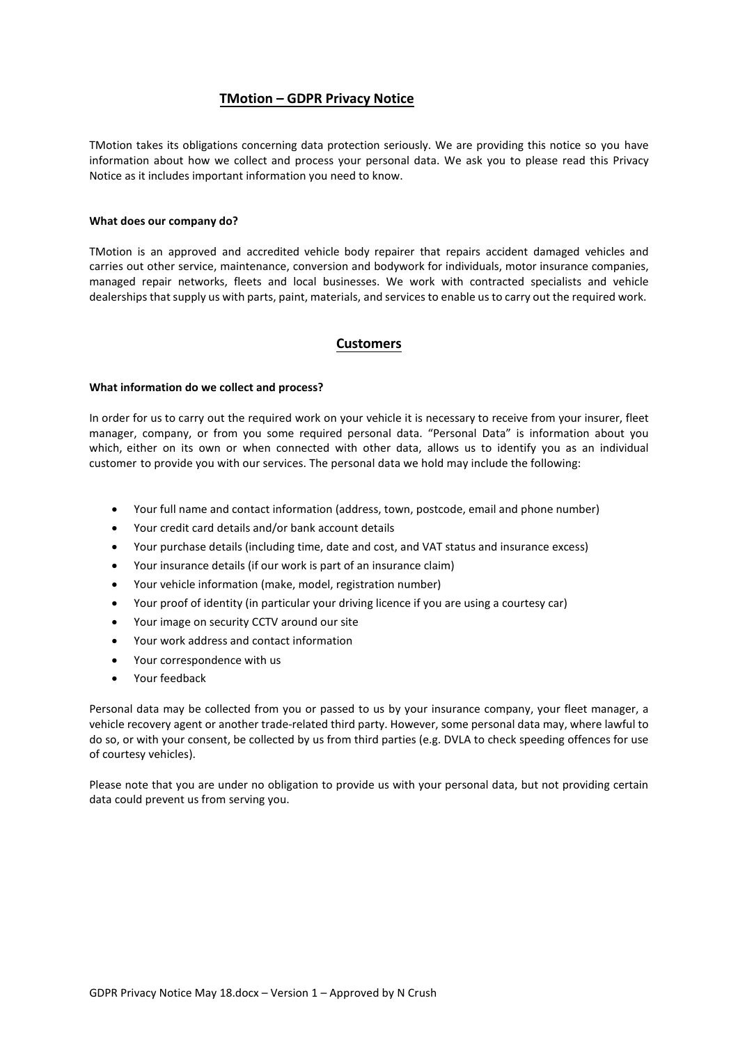# TMotion – GDPR Privacy Notice

TMotion takes its obligations concerning data protection seriously. We are providing this notice so you have information about how we collect and process your personal data. We ask you to please read this Privacy Notice as it includes important information you need to know.

### What does our company do?

TMotion is an approved and accredited vehicle body repairer that repairs accident damaged vehicles and carries out other service, maintenance, conversion and bodywork for individuals, motor insurance companies, managed repair networks, fleets and local businesses. We work with contracted specialists and vehicle dealerships that supply us with parts, paint, materials, and services to enable us to carry out the required work.

## Customers

### What information do we collect and process?

In order for us to carry out the required work on your vehicle it is necessary to receive from your insurer, fleet manager, company, or from you some required personal data. "Personal Data" is information about you which, either on its own or when connected with other data, allows us to identify you as an individual customer to provide you with our services. The personal data we hold may include the following:

- Your full name and contact information (address, town, postcode, email and phone number)
- Your credit card details and/or bank account details
- Your purchase details (including time, date and cost, and VAT status and insurance excess)
- Your insurance details (if our work is part of an insurance claim)
- Your vehicle information (make, model, registration number)
- Your proof of identity (in particular your driving licence if you are using a courtesy car)
- Your image on security CCTV around our site
- Your work address and contact information
- Your correspondence with us
- Your feedback

Personal data may be collected from you or passed to us by your insurance company, your fleet manager, a vehicle recovery agent or another trade-related third party. However, some personal data may, where lawful to do so, or with your consent, be collected by us from third parties (e.g. DVLA to check speeding offences for use of courtesy vehicles).

Please note that you are under no obligation to provide us with your personal data, but not providing certain data could prevent us from serving you.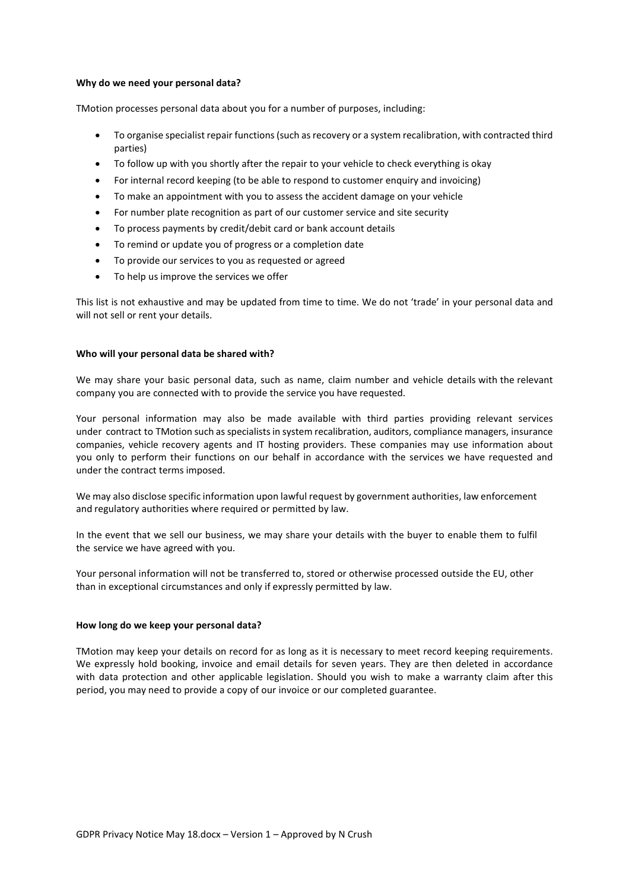**Why do we need your personal data?**

TMotion processes personal data about you for a number of purposes, including:

- To organise specialist repair functions (such as recovery or a system recalibration, with contracted third parties)
- To follow up with you shortly after the repair to your vehicle to check everything is okay
- For internal record keeping (to be able to respond to customer enquiry and invoicing)
- To make an appointment with you to assess the accident damage on your vehicle
- For number plate recognition as part of our customer service and site security
- To process payments by credit/debit card or bank account details
- To remind or update you of progress or a completion date
- To provide our services to you as requested or agreed
- To help us improve the services we offer

This list is not exhaustive and may be updated from time to time. We do not 'trade' in your personal data and will not sell or rent your details.

**Who will your personal data be shared with?**

We may share your basic personal data, such as name, claim number and vehicle details with the relevant company you are connected with to provide the service you have requested.

Your personal information may also be made available with third parties providing relevant services under contract to TMotion such as specialists in system recalibration, auditors, compliance managers, insurance companies, vehicle recovery agents and IT hosting providers. These companies may use information about you only to perform their functions on our behalf in accordance with the services we have requested and under the contract terms imposed.

We may also disclose specific information upon lawful request by government authorities, law enforcement and regulatory authorities where required or permitted by law.

In the event that we sell our business, we may share your details with the buyer to enable them to fulfil the service we have agreed with you.

Your personal information will not be transferred to, stored or otherwise processed outside the EU, other than in exceptional circumstances and only if expressly permitted by law.

**How long do we keep your personal data?**

TMotion may keep your details on record for as long as it is necessary to meet record keeping requirements. We expressly hold booking, invoice and email details for seven years. They are then deleted in accordance with data protection and other applicable legislation. Should you wish to make a warranty claim after this period, you may need to provide a copy of our invoice or our completed guarantee.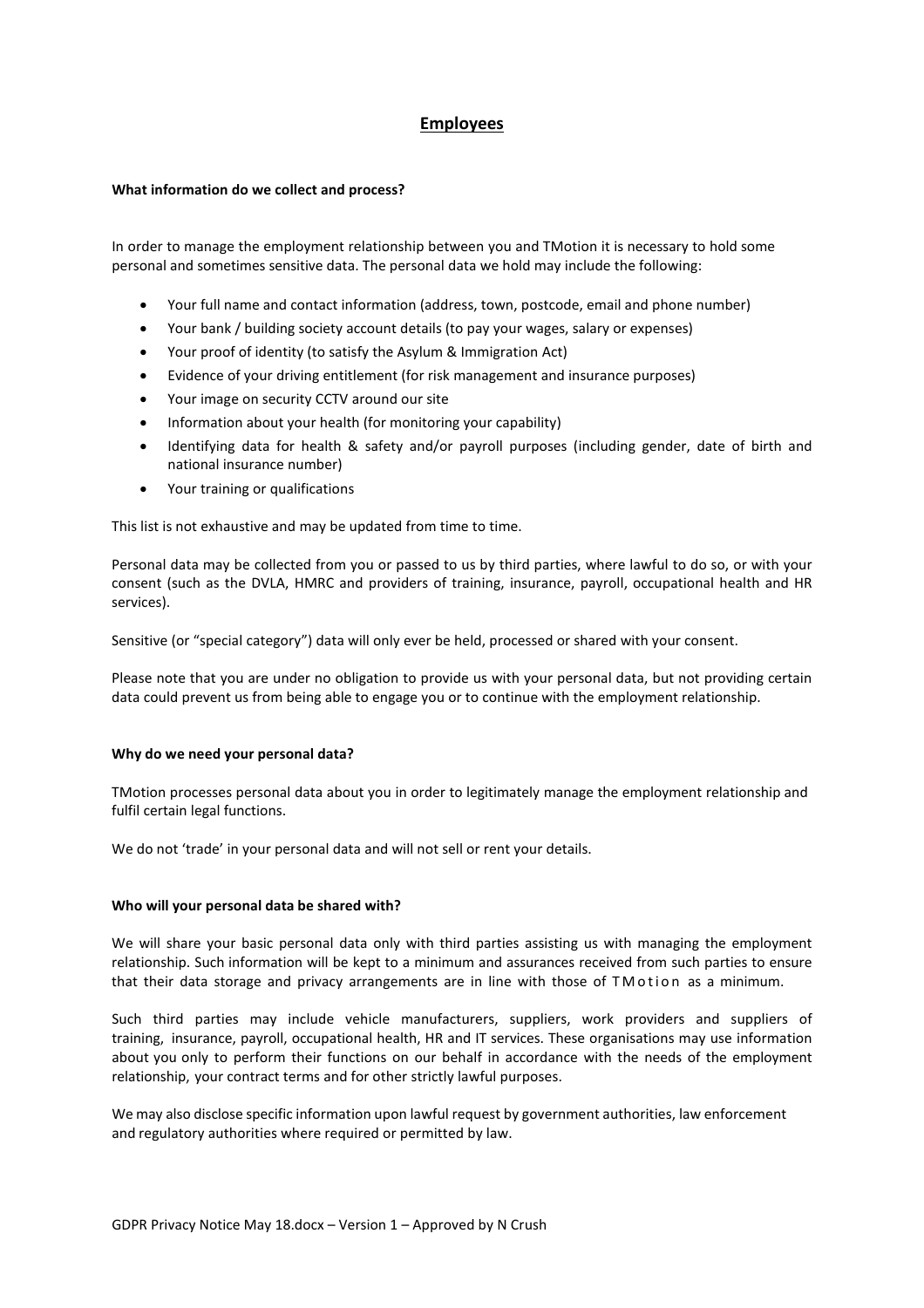## Employees

**What information do we collect and process?**

In order to manage the employment relationship between you and TMotion it is necessary to hold some personal and sometimes sensitive data. The personal data we hold may include the following:

- Your full name and contact information (address, town, postcode, email and phone number)
- Your bank / building society account details (to pay your wages, salary or expenses)
- Your proof of identity (to satisfy the Asylum & Immigration Act)
- Evidence of your driving entitlement (for risk management and insurance purposes)
- Your image on security CCTV around our site
- Information about your health (for monitoring your capability)
- Identifying data for health & safety and/or payroll purposes (including gender, date of birth and national insurance number)
- Your training or qualifications

This list is not exhaustive and may be updated from time to time.

Personal data may be collected from you or passed to us by third parties, where lawful to do so, or with your consent (such as the DVLA, HMRC and providers of training, insurance, payroll, occupational health and HR services).

Sensitive (or "special category") data will only ever be held, processed or shared with your consent.

Please note that you are under no obligation to provide us with your personal data, but not providing certain data could prevent us from being able to engage you or to continue with the employment relationship.

**Why do we need your personal data?**

TMotion processes personal data about you in order to legitimately manage the employment relationship and fulfil certain legal functions.

We do not 'trade' in your personal data and will not sell or rent your details.

**Who will your personal data be shared with?**

We will share your basic personal data only with third parties assisting us with managing the employment relationship. Such information will be kept to a minimum and assurances received from such parties to ensure that their data storage and privacy arrangements are in line with those of TMotion as a minimum.

Such third parties may include vehicle manufacturers, suppliers, work providers and suppliers of training, insurance, payroll, occupational health, HR and IT services. These organisations may use information about you only to perform their functions on our behalf in accordance with the needs of the employment relationship, your contract terms and for other strictly lawful purposes.

We may also disclose specific information upon lawful request by government authorities, law enforcement and regulatory authorities where required or permitted by law.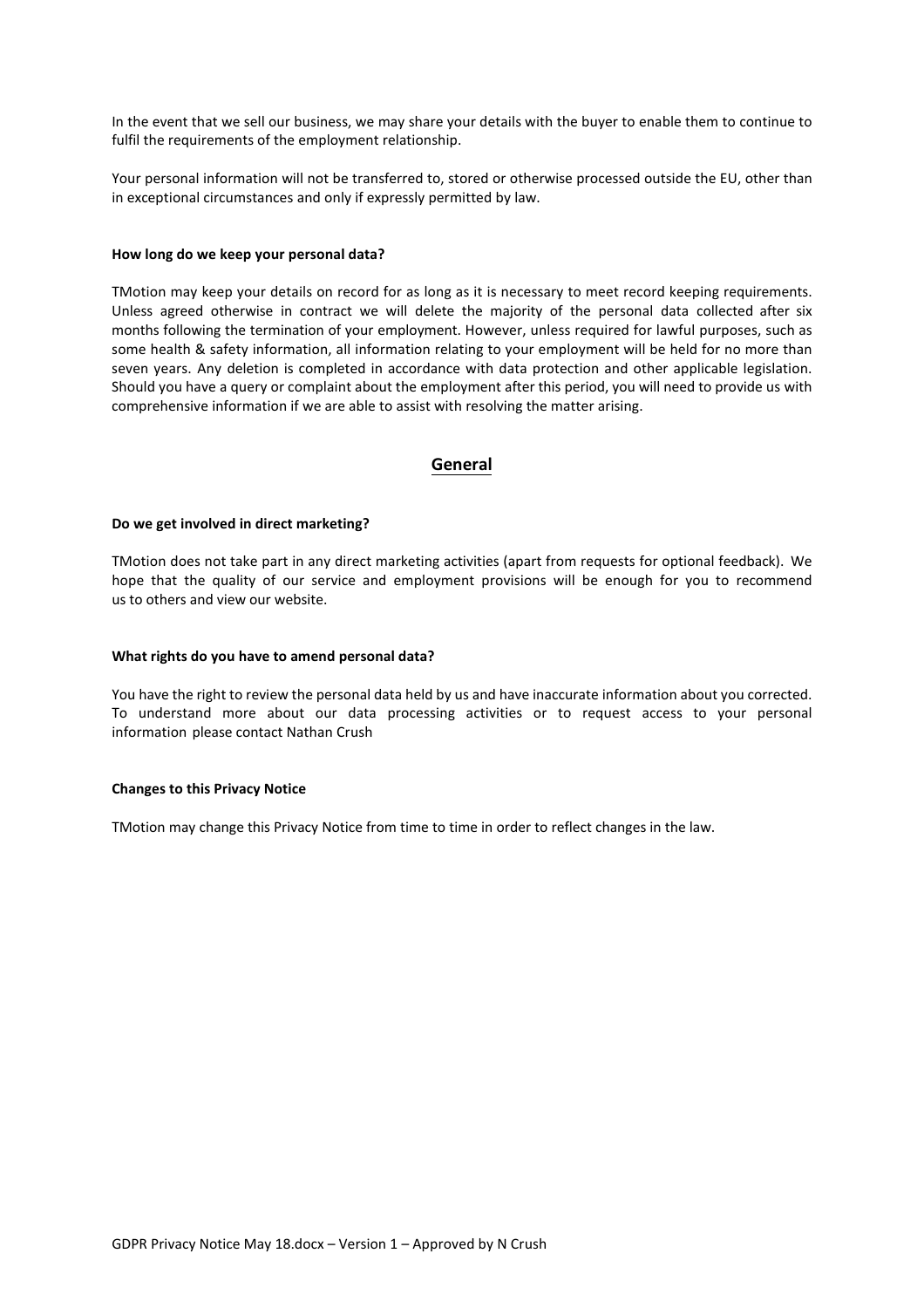In the event that we sell our business, we may share your details with the buyer to enable them to continue to fulfil the requirements of the employment relationship.

Your personal information will not be transferred to, stored or otherwise processed outside the EU, other than in exceptional circumstances and only if expressly permitted by law.

### How long do we keep your personal data?

TMotion may keep your details on record for as long as it is necessary to meet record keeping requirements. Unless agreed otherwise in contract we will delete the majority of the personal data collected after six months following the termination of your employment. However, unless required for lawful purposes, such as some health & safety information, all information relating to your employment will be held for no more than seven years. Any deletion is completed in accordance with data protection and other applicable legislation. Should you have a query or complaint about the employment after this period, you will need to provide us with comprehensive information if we are able to assist with resolving the matter arising.

## General

### Do we get involved in direct marketing?

TMotion does not take part in any direct marketing activities (apart from requests for optional feedback). We hope that the quality of our service and employment provisions will be enough for you to recommend us to others and view our website.

### What rights do you have to amend personal data?

You have the right to review the personal data held by us and have inaccurate information about you corrected. To understand more about our data processing activities or to request access to your personal information please contact Nathan Crush

### Changes to this Privacy Notice

TMotion may change this Privacy Notice from time to time in order to reflect changes in the law.